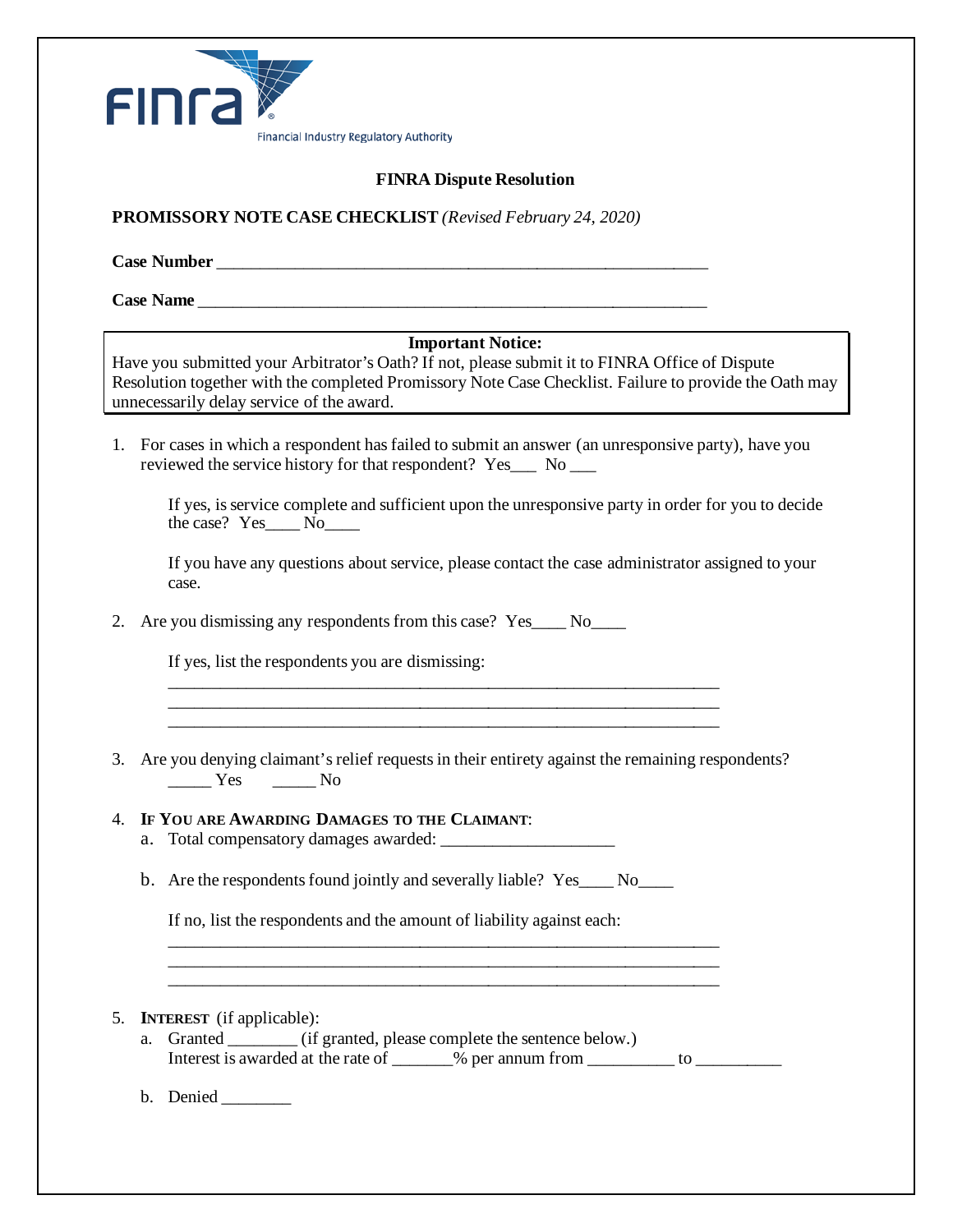FINRA

Financial Industry Regulatory Authority

**FINRA Dispute Resolution**

**PROMISSORY NOTE CASE CHECKLIST** *(Revised February 24, 2020)*

**Case Number** ____________________________________________________________

**Case Name** _____________________________________________________________

> **Important Notice:**
> Have you submitted your Arbitrator's Oath? If not, please submit it to FINRA Office of Dispute Resolution together with the completed Promissory Note Case Checklist. Failure to provide the Oath may unnecessarily delay service of the award.

1. For cases in which a respondent has failed to submit an answer (an unresponsive party), have you reviewed the service history for that respondent? Yes___ No ___

   If yes, is service complete and sufficient upon the unresponsive party in order for you to decide the case? Yes____ No____

   If you have any questions about service, please contact the case administrator assigned to your case.

2. Are you dismissing any respondents from this case? Yes____ No____

   If yes, list the respondents you are dismissing:

   ____________________________________________________________________
   ____________________________________________________________________
   ____________________________________________________________________

3. Are you denying claimant's relief requests in their entirety against the remaining respondents?
   _____ Yes _____ No

4. **IF YOU ARE AWARDING DAMAGES TO THE CLAIMANT**:
   a. Total compensatory damages awarded: ____________________

   b. Are the respondents found jointly and severally liable? Yes____ No____

   If no, list the respondents and the amount of liability against each:

   ____________________________________________________________________
   ____________________________________________________________________
   ____________________________________________________________________

5. **INTEREST** (if applicable):
   a. Granted ________ (if granted, please complete the sentence below.)
   Interest is awarded at the rate of _______% per annum from __________ to __________

   b. Denied ________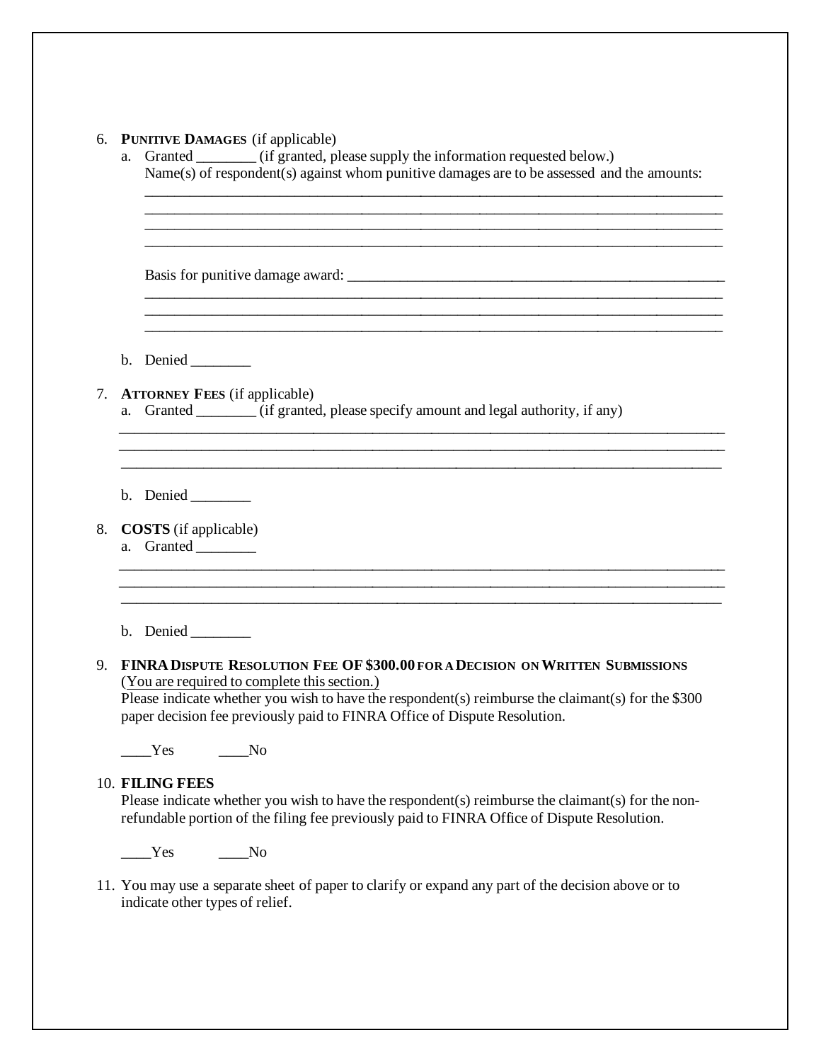6. **Punitive Damages** (if applicable)
   a. Granted ________ (if granted, please supply the information requested below.)
   Name(s) of respondent(s) against whom punitive damages are to be assessed and the amounts:
   ______________________________________________________________________________
   ______________________________________________________________________________
   ______________________________________________________________________________
   ______________________________________________________________________________

   Basis for punitive damage award: ______________________________________________
   ______________________________________________________________________________
   ______________________________________________________________________________
   ______________________________________________________________________________

   b. Denied ________

7. **Attorney Fees** (if applicable)
   a. Granted ________ (if granted, please specify amount and legal authority, if any)
   ______________________________________________________________________________
   ______________________________________________________________________________
   ______________________________________________________________________________

   b. Denied ________

8. **COSTS** (if applicable)
   a. Granted ________
   ______________________________________________________________________________
   ______________________________________________________________________________
   ______________________________________________________________________________

   b. Denied ________

9. **FINRA Dispute Resolution Fee OF $300.00 for a Decision on Written Submissions**
   (You are required to complete this section.)
   Please indicate whether you wish to have the respondent(s) reimburse the claimant(s) for the $300 paper decision fee previously paid to FINRA Office of Dispute Resolution.

   ____Yes ____No

10. **FILING FEES**
    Please indicate whether you wish to have the respondent(s) reimburse the claimant(s) for the non-refundable portion of the filing fee previously paid to FINRA Office of Dispute Resolution.

    ____Yes ____No

11. You may use a separate sheet of paper to clarify or expand any part of the decision above or to indicate other types of relief.